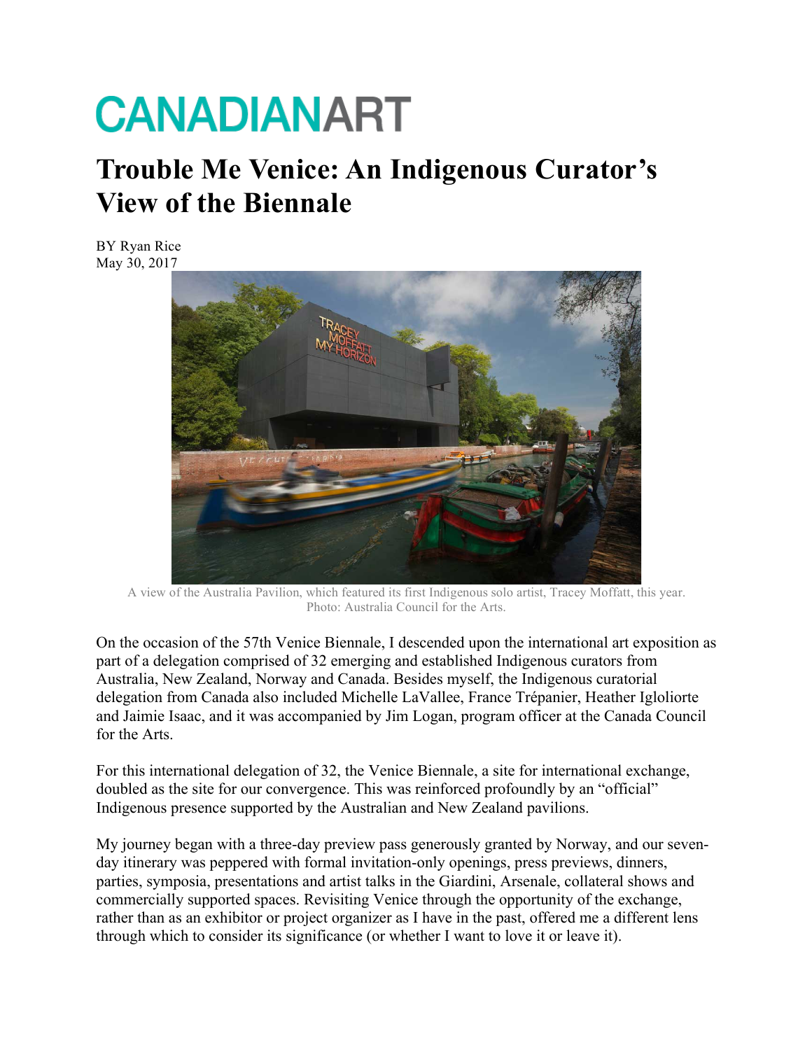CANADIANART

# Trouble Me Venice: An Indigenous Curator's View of the Biennale

BY Ryan Rice
May 30, 2017

A view of the Australia Pavilion, which featured its first Indigenous solo artist, Tracey Moffatt, this year. Photo: Australia Council for the Arts.

On the occasion of the 57th Venice Biennale, I descended upon the international art exposition as part of a delegation comprised of 32 emerging and established Indigenous curators from Australia, New Zealand, Norway and Canada. Besides myself, the Indigenous curatorial delegation from Canada also included Michelle LaVallee, France Trépanier, Heather Igloliorte and Jaimie Isaac, and it was accompanied by Jim Logan, program officer at the Canada Council for the Arts.

For this international delegation of 32, the Venice Biennale, a site for international exchange, doubled as the site for our convergence. This was reinforced profoundly by an "official" Indigenous presence supported by the Australian and New Zealand pavilions.

My journey began with a three-day preview pass generously granted by Norway, and our seven-day itinerary was peppered with formal invitation-only openings, press previews, dinners, parties, symposia, presentations and artist talks in the Giardini, Arsenale, collateral shows and commercially supported spaces. Revisiting Venice through the opportunity of the exchange, rather than as an exhibitor or project organizer as I have in the past, offered me a different lens through which to consider its significance (or whether I want to love it or leave it).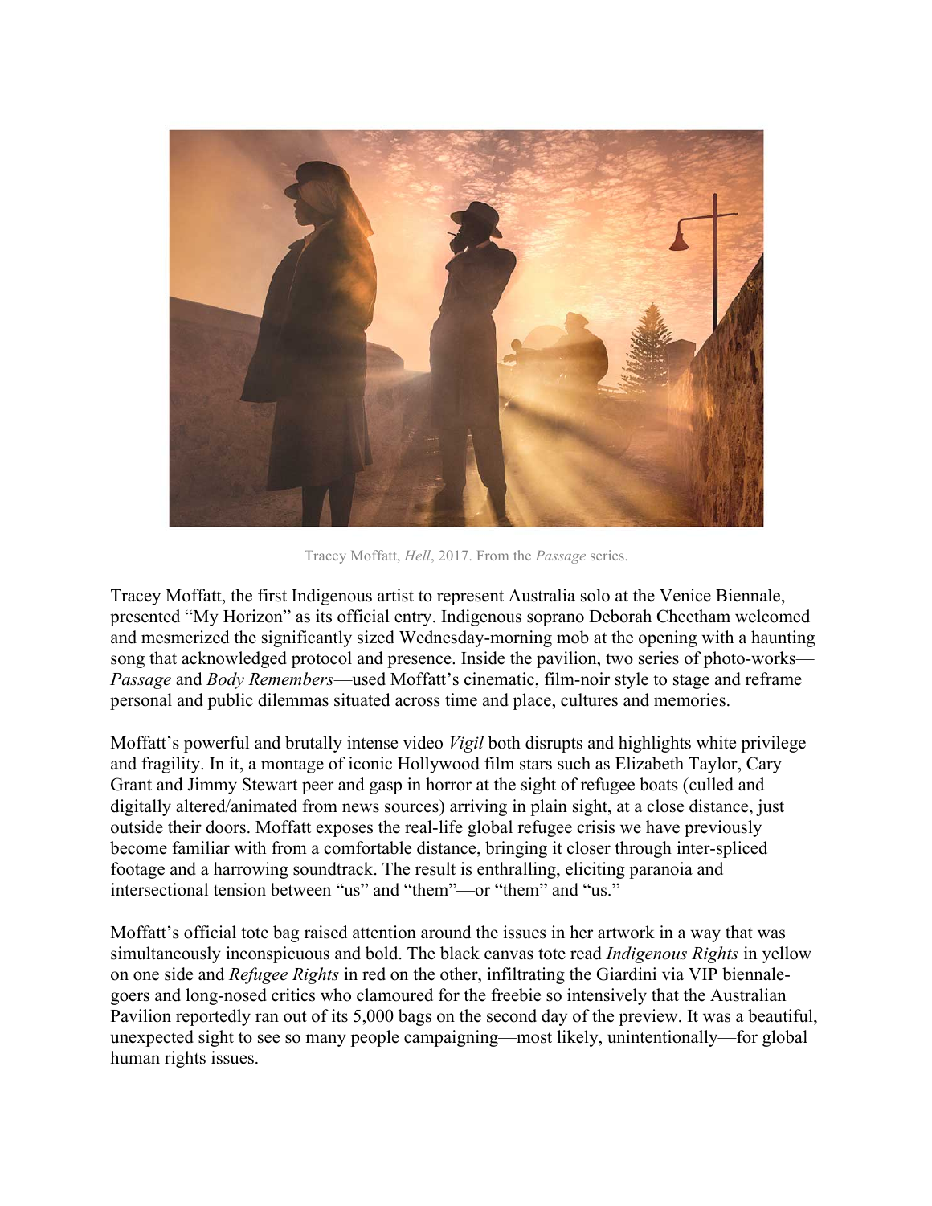Tracey Moffatt, *Hell*, 2017. From the *Passage* series.

Tracey Moffatt, the first Indigenous artist to represent Australia solo at the Venice Biennale, presented "My Horizon" as its official entry. Indigenous soprano Deborah Cheetham welcomed and mesmerized the significantly sized Wednesday-morning mob at the opening with a haunting song that acknowledged protocol and presence. Inside the pavilion, two series of photo-works—*Passage* and *Body Remembers*—used Moffatt's cinematic, film-noir style to stage and reframe personal and public dilemmas situated across time and place, cultures and memories.

Moffatt's powerful and brutally intense video *Vigil* both disrupts and highlights white privilege and fragility. In it, a montage of iconic Hollywood film stars such as Elizabeth Taylor, Cary Grant and Jimmy Stewart peer and gasp in horror at the sight of refugee boats (culled and digitally altered/animated from news sources) arriving in plain sight, at a close distance, just outside their doors. Moffatt exposes the real-life global refugee crisis we have previously become familiar with from a comfortable distance, bringing it closer through inter-spliced footage and a harrowing soundtrack. The result is enthralling, eliciting paranoia and intersectional tension between "us" and "them"—or "them" and "us."

Moffatt's official tote bag raised attention around the issues in her artwork in a way that was simultaneously inconspicuous and bold. The black canvas tote read *Indigenous Rights* in yellow on one side and *Refugee Rights* in red on the other, infiltrating the Giardini via VIP biennale-goers and long-nosed critics who clamoured for the freebie so intensively that the Australian Pavilion reportedly ran out of its 5,000 bags on the second day of the preview. It was a beautiful, unexpected sight to see so many people campaigning—most likely, unintentionally—for global human rights issues.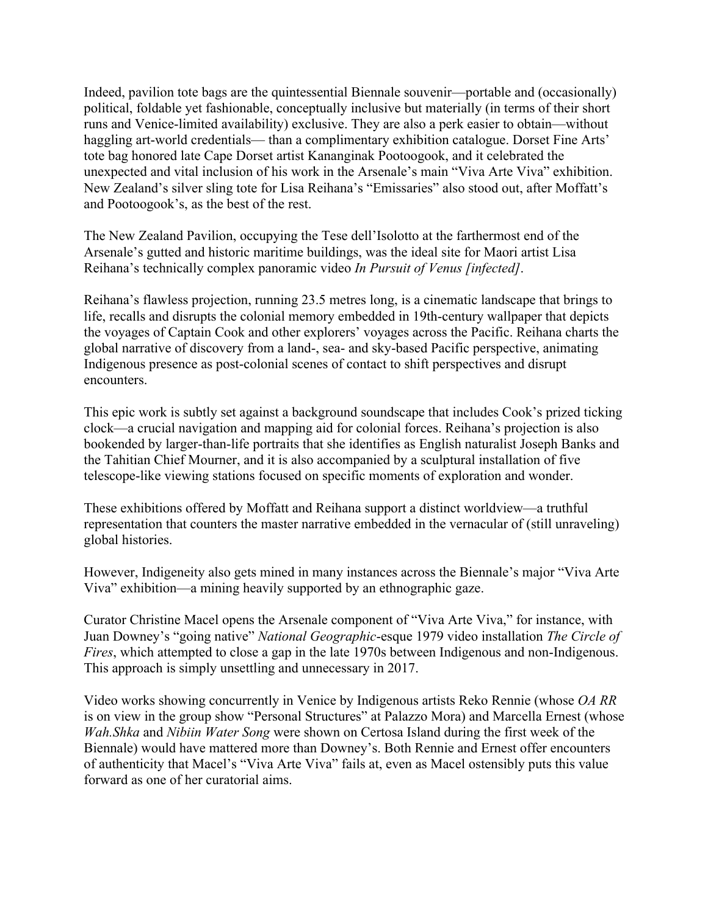Indeed, pavilion tote bags are the quintessential Biennale souvenir—portable and (occasionally) political, foldable yet fashionable, conceptually inclusive but materially (in terms of their short runs and Venice-limited availability) exclusive. They are also a perk easier to obtain—without haggling art-world credentials— than a complimentary exhibition catalogue. Dorset Fine Arts' tote bag honored late Cape Dorset artist Kananginak Pootoogook, and it celebrated the unexpected and vital inclusion of his work in the Arsenale's main "Viva Arte Viva" exhibition. New Zealand's silver sling tote for Lisa Reihana's "Emissaries" also stood out, after Moffatt's and Pootoogook's, as the best of the rest.

The New Zealand Pavilion, occupying the Tese dell'Isolotto at the farthermost end of the Arsenale's gutted and historic maritime buildings, was the ideal site for Maori artist Lisa Reihana's technically complex panoramic video *In Pursuit of Venus [infected]*.

Reihana's flawless projection, running 23.5 metres long, is a cinematic landscape that brings to life, recalls and disrupts the colonial memory embedded in 19th-century wallpaper that depicts the voyages of Captain Cook and other explorers' voyages across the Pacific. Reihana charts the global narrative of discovery from a land-, sea- and sky-based Pacific perspective, animating Indigenous presence as post-colonial scenes of contact to shift perspectives and disrupt encounters.

This epic work is subtly set against a background soundscape that includes Cook's prized ticking clock—a crucial navigation and mapping aid for colonial forces. Reihana's projection is also bookended by larger-than-life portraits that she identifies as English naturalist Joseph Banks and the Tahitian Chief Mourner, and it is also accompanied by a sculptural installation of five telescope-like viewing stations focused on specific moments of exploration and wonder.

These exhibitions offered by Moffatt and Reihana support a distinct worldview—a truthful representation that counters the master narrative embedded in the vernacular of (still unraveling) global histories.

However, Indigeneity also gets mined in many instances across the Biennale's major "Viva Arte Viva" exhibition—a mining heavily supported by an ethnographic gaze.

Curator Christine Macel opens the Arsenale component of "Viva Arte Viva," for instance, with Juan Downey's "going native" *National Geographic*-esque 1979 video installation *The Circle of Fires*, which attempted to close a gap in the late 1970s between Indigenous and non-Indigenous. This approach is simply unsettling and unnecessary in 2017.

Video works showing concurrently in Venice by Indigenous artists Reko Rennie (whose *OA RR* is on view in the group show "Personal Structures" at Palazzo Mora) and Marcella Ernest (whose *Wah.Shka* and *Nibiin Water Song* were shown on Certosa Island during the first week of the Biennale) would have mattered more than Downey's. Both Rennie and Ernest offer encounters of authenticity that Macel's "Viva Arte Viva" fails at, even as Macel ostensibly puts this value forward as one of her curatorial aims.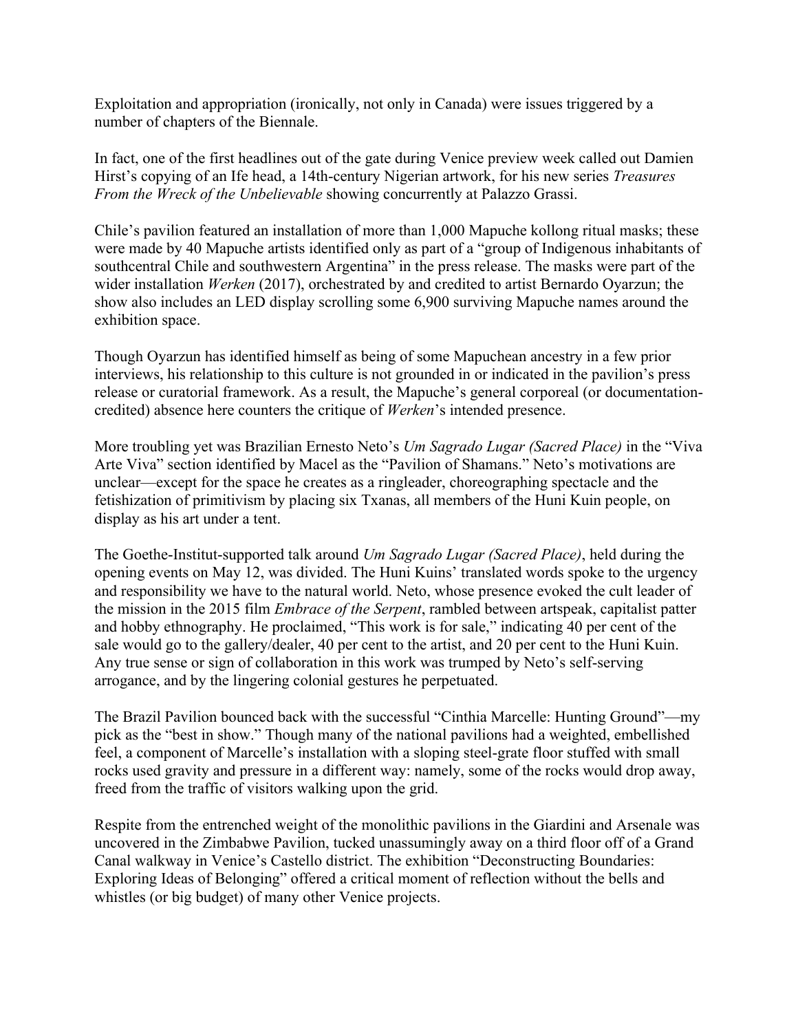Exploitation and appropriation (ironically, not only in Canada) were issues triggered by a number of chapters of the Biennale.

In fact, one of the first headlines out of the gate during Venice preview week called out Damien Hirst's copying of an Ife head, a 14th-century Nigerian artwork, for his new series *Treasures From the Wreck of the Unbelievable* showing concurrently at Palazzo Grassi.

Chile's pavilion featured an installation of more than 1,000 Mapuche kollong ritual masks; these were made by 40 Mapuche artists identified only as part of a "group of Indigenous inhabitants of southcentral Chile and southwestern Argentina" in the press release. The masks were part of the wider installation *Werken* (2017), orchestrated by and credited to artist Bernardo Oyarzun; the show also includes an LED display scrolling some 6,900 surviving Mapuche names around the exhibition space.

Though Oyarzun has identified himself as being of some Mapuchean ancestry in a few prior interviews, his relationship to this culture is not grounded in or indicated in the pavilion's press release or curatorial framework. As a result, the Mapuche's general corporeal (or documentation-credited) absence here counters the critique of *Werken*'s intended presence.

More troubling yet was Brazilian Ernesto Neto's *Um Sagrado Lugar (Sacred Place)* in the "Viva Arte Viva" section identified by Macel as the "Pavilion of Shamans." Neto's motivations are unclear—except for the space he creates as a ringleader, choreographing spectacle and the fetishization of primitivism by placing six Txanas, all members of the Huni Kuin people, on display as his art under a tent.

The Goethe-Institut-supported talk around *Um Sagrado Lugar (Sacred Place)*, held during the opening events on May 12, was divided. The Huni Kuins' translated words spoke to the urgency and responsibility we have to the natural world. Neto, whose presence evoked the cult leader of the mission in the 2015 film *Embrace of the Serpent*, rambled between artspeak, capitalist patter and hobby ethnography. He proclaimed, "This work is for sale," indicating 40 per cent of the sale would go to the gallery/dealer, 40 per cent to the artist, and 20 per cent to the Huni Kuin. Any true sense or sign of collaboration in this work was trumped by Neto's self-serving arrogance, and by the lingering colonial gestures he perpetuated.

The Brazil Pavilion bounced back with the successful "Cinthia Marcelle: Hunting Ground"—my pick as the "best in show." Though many of the national pavilions had a weighted, embellished feel, a component of Marcelle's installation with a sloping steel-grate floor stuffed with small rocks used gravity and pressure in a different way: namely, some of the rocks would drop away, freed from the traffic of visitors walking upon the grid.

Respite from the entrenched weight of the monolithic pavilions in the Giardini and Arsenale was uncovered in the Zimbabwe Pavilion, tucked unassumingly away on a third floor off of a Grand Canal walkway in Venice's Castello district. The exhibition "Deconstructing Boundaries: Exploring Ideas of Belonging" offered a critical moment of reflection without the bells and whistles (or big budget) of many other Venice projects.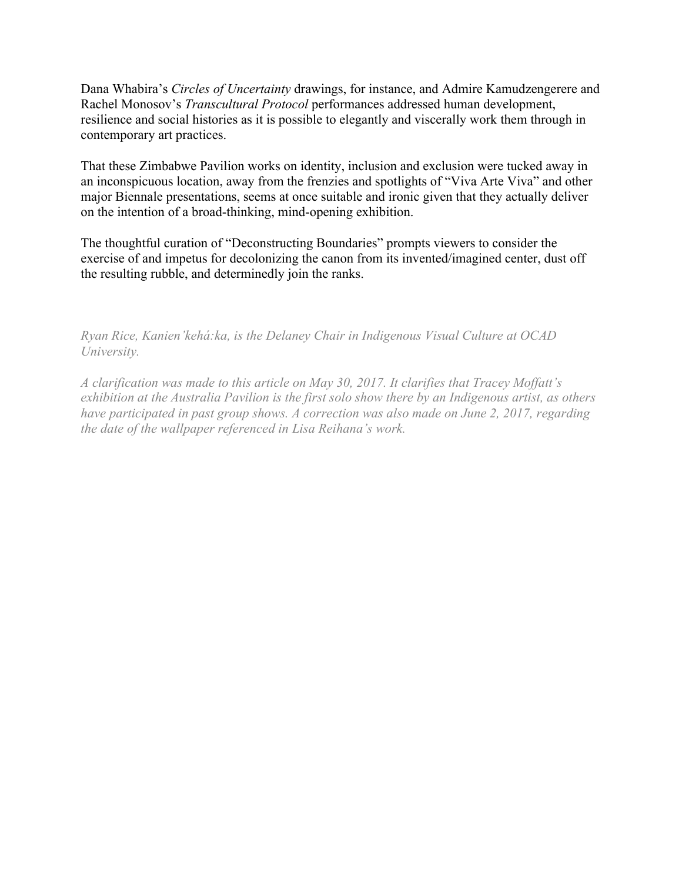Dana Whabira's *Circles of Uncertainty* drawings, for instance, and Admire Kamudzengerere and Rachel Monosov's *Transcultural Protocol* performances addressed human development, resilience and social histories as it is possible to elegantly and viscerally work them through in contemporary art practices.

That these Zimbabwe Pavilion works on identity, inclusion and exclusion were tucked away in an inconspicuous location, away from the frenzies and spotlights of "Viva Arte Viva" and other major Biennale presentations, seems at once suitable and ironic given that they actually deliver on the intention of a broad-thinking, mind-opening exhibition.

The thoughtful curation of "Deconstructing Boundaries" prompts viewers to consider the exercise of and impetus for decolonizing the canon from its invented/imagined center, dust off the resulting rubble, and determinedly join the ranks.

*Ryan Rice, Kanien'kehá:ka, is the Delaney Chair in Indigenous Visual Culture at OCAD University.*

*A clarification was made to this article on May 30, 2017. It clarifies that Tracey Moffatt's exhibition at the Australia Pavilion is the first solo show there by an Indigenous artist, as others have participated in past group shows. A correction was also made on June 2, 2017, regarding the date of the wallpaper referenced in Lisa Reihana's work.*